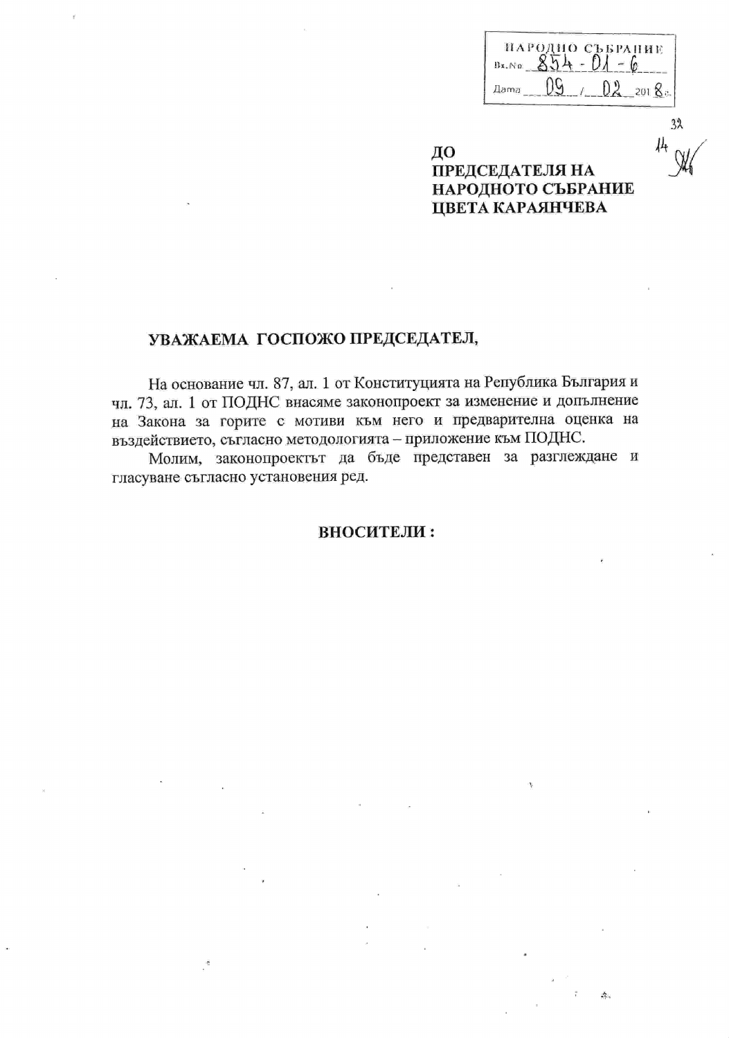НАРОДНО СЪБРАНИЕ
Вх.№ 854-01-6
Дата 09 / 02 2018 г.

**ДО**
**ПРЕДСЕДАТЕЛЯ НА**
**НАРОДНОТО СЪБРАНИЕ**
**ЦВЕТА КАРАЯНЧЕВА**

**УВАЖАЕМА ГОСПОЖО ПРЕДСЕДАТЕЛ,**

На основание чл. 87, ал. 1 от Конституцията на Република България и чл. 73, ал. 1 от ПОДНС внасяме законопроект за изменение и допълнение на Закона за горите с мотиви към него и предварителна оценка на въздействието, съгласно методологията – приложение към ПОДНС.

Молим, законопроектът да бъде представен за разглеждане и гласуване съгласно установения ред.

**ВНОСИТЕЛИ :**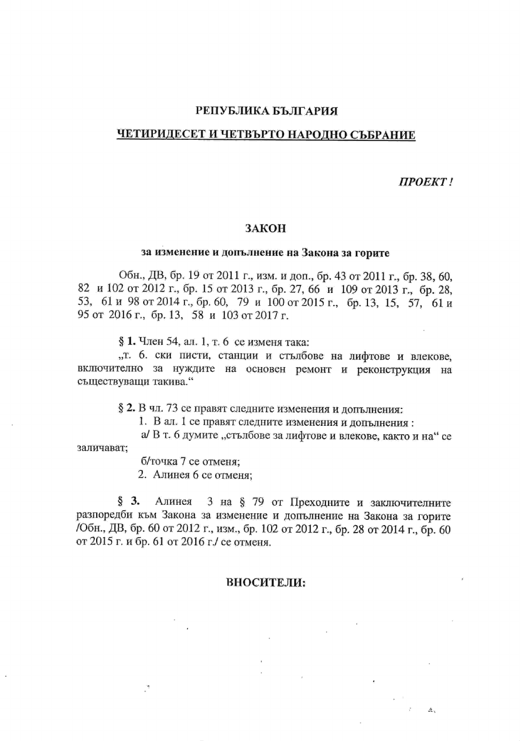**РЕПУБЛИКА БЪЛГАРИЯ**

**ЧЕТИРИДЕСЕТ И ЧЕТВЪРТО НАРОДНО СЪБРАНИЕ**

***ПРОЕКТ!***

# ЗАКОН

## за изменение и допълнение на Закона за горите

Обн., ДВ, бр. 19 от 2011 г., изм. и доп., бр. 43 от 2011 г., бр. 38, 60, 82 и 102 от 2012 г., бр. 15 от 2013 г., бр. 27, 66 и 109 от 2013 г., бр. 28, 53, 61 и 98 от 2014 г., бр. 60, 79 и 100 от 2015 г., бр. 13, 15, 57, 61 и 95 от 2016 г., бр. 13, 58 и 103 от 2017 г.

**§ 1.** Член 54, ал. 1, т. 6 се изменя така:

„т. 6. ски писти, станции и стълбове на лифтове и влекове, включително за нуждите на основен ремонт и реконструкция на съществуващи такива."

**§ 2.** В чл. 73 се правят следните изменения и допълнения:

1. В ал. 1 се правят следните изменения и допълнения :

а/ В т. 6 думите „стълбове за лифтове и влекове, както и на" се заличават;

б/точка 7 се отменя;

2. Алинея 6 се отменя;

**§ 3.** Алинея 3 на § 79 от Преходните и заключителните разпоредби към Закона за изменение и допълнение на Закона за горите /Обн., ДВ, бр. 60 от 2012 г., изм., бр. 102 от 2012 г., бр. 28 от 2014 г., бр. 60 от 2015 г. и бр. 61 от 2016 г./ се отменя.

**ВНОСИТЕЛИ:**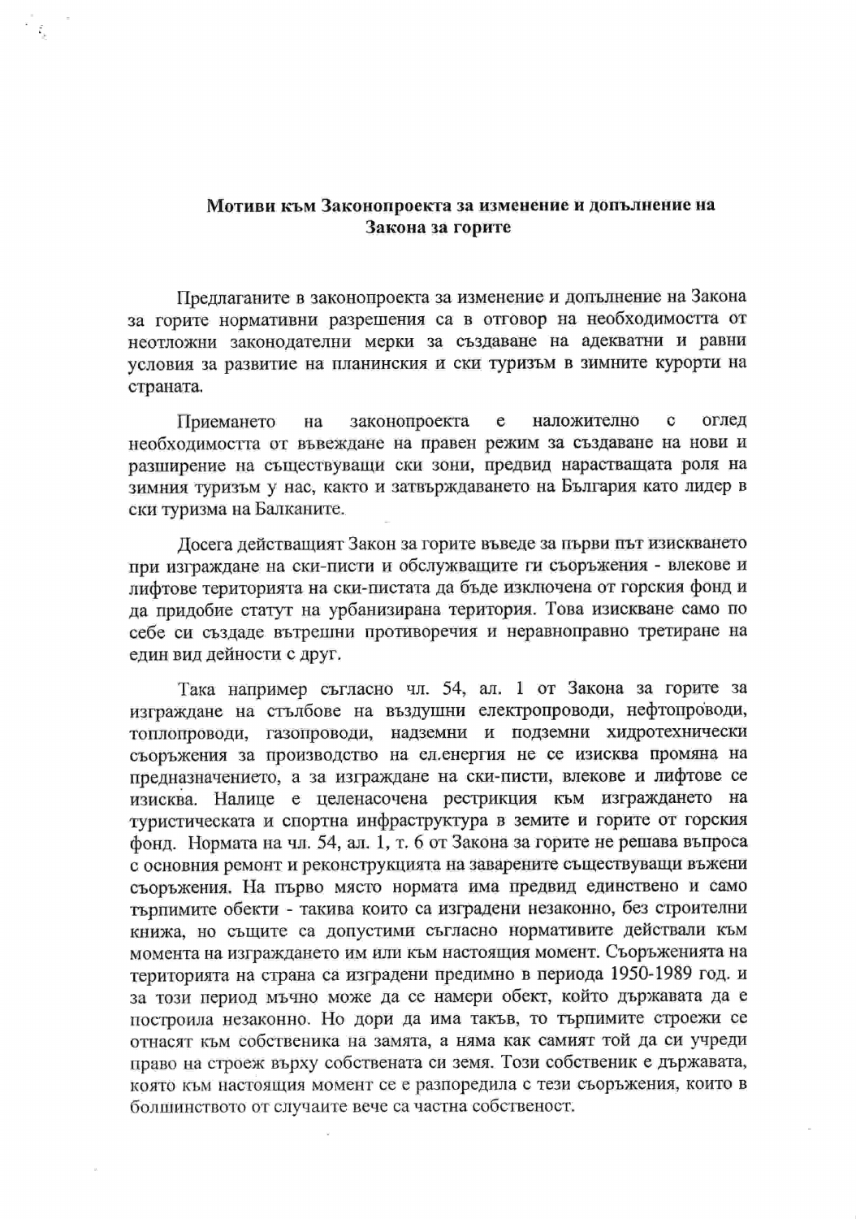**Мотиви към Законопроекта за изменение и допълнение на Закона за горите**

Предлаганите в законопроекта за изменение и допълнение на Закона за горите нормативни разрешения са в отговор на необходимостта от неотложни законодателни мерки за създаване на адекватни и равни условия за развитие на планинския и ски туризъм в зимните курорти на страната.

Приемането на законопроекта е наложително с оглед необходимостта от въвеждане на правен режим за създаване на нови и разширение на съществуващи ски зони, предвид нарастващата роля на зимния туризъм у нас, както и затвърждаването на България като лидер в ски туризма на Балканите.

Досега действащият Закон за горите въведе за първи път изискването при изграждане на ски-писти и обслужващите ги съоръжения - влекове и лифтове територията на ски-пистата да бъде изключена от горския фонд и да придобие статут на урбанизирана територия. Това изискване само по себе си създаде вътрешни противоречия и неравноправно третиране на един вид дейности с друг.

Така например съгласно чл. 54, ал. 1 от Закона за горите за изграждане на стълбове на въздушни електропроводи, нефтопроводи, топлопроводи, газопроводи, надземни и подземни хидротехнически съоръжения за производство на ел.енергия не се изисква промяна на предназначението, а за изграждане на ски-писти, влекове и лифтове се изисква. Налице е целенасочена рестрикция към изграждането на туристическата и спортна инфраструктура в земите и горите от горския фонд. Нормата на чл. 54, ал. 1, т. 6 от Закона за горите не решава въпроса с основния ремонт и реконструкцията на заварените съществуващи въжени съоръжения. На първо място нормата има предвид единствено и само търпимите обекти - такива които са изградени незаконно, без строителни книжа, но същите са допустими съгласно нормативите действали към момента на изграждането им или към настоящия момент. Съоръженията на територията на страна са изградени предимно в периода 1950-1989 год. и за този период мъчно може да се намери обект, който държавата да е построила незаконно. Но дори да има такъв, то търпимите строежи се отнасят към собственика на замята, а няма как самият той да си учреди право на строеж върху собствената си земя. Този собственик е държавата, която към настоящия момент се е разпоредила с тези съоръжения, които в болшинството от случаите вече са частна собственост.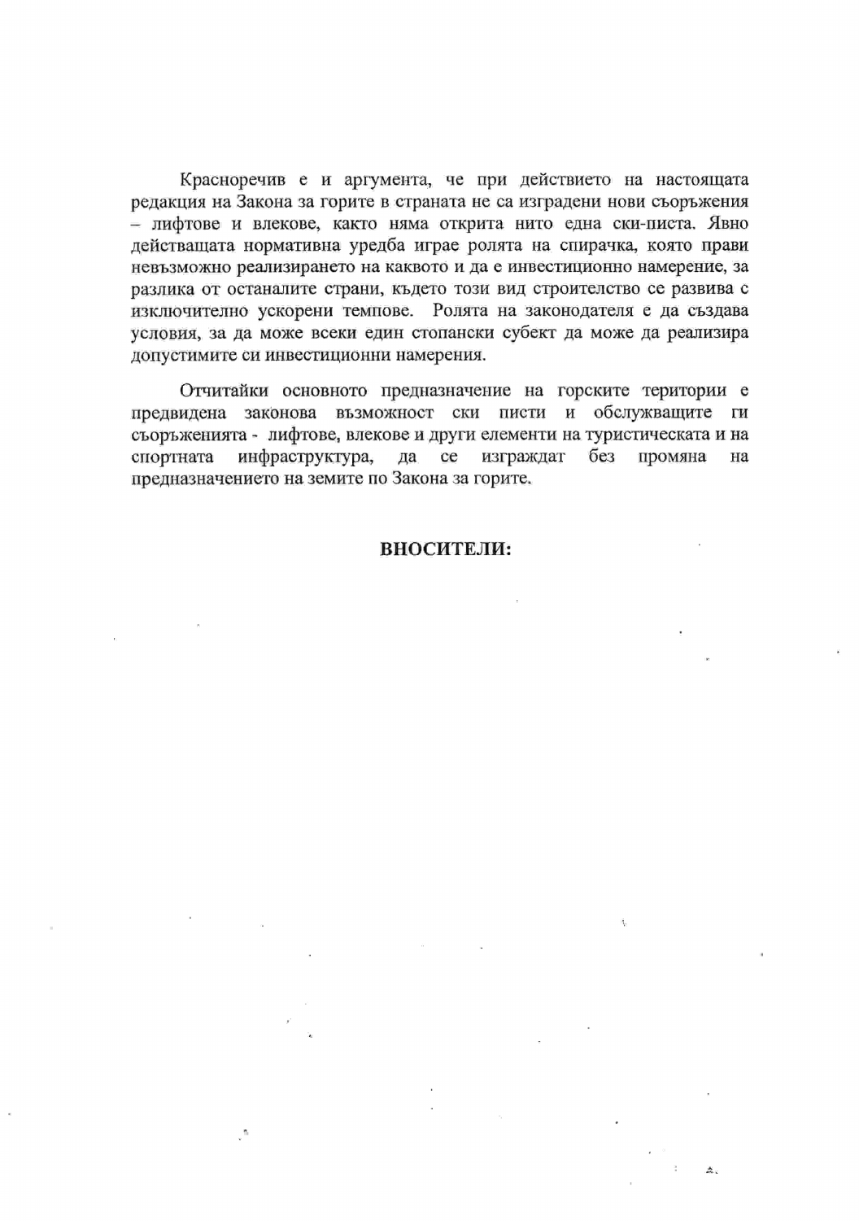Красноречив е и аргумента, че при действието на настоящата редакция на Закона за горите в страната не са изградени нови съоръжения – лифтове и влекове, както няма открита нито една ски-писта. Явно действащата нормативна уредба играе ролята на спирачка, която прави невъзможно реализирането на каквото и да е инвестиционно намерение, за разлика от останалите страни, където този вид строителство се развива с изключително ускорени темпове. Ролята на законодателя е да създава условия, за да може всеки един стопански субект да може да реализира допустимите си инвестиционни намерения.

Отчитайки основното предназначение на горските територии е предвидена законова възможност ски писти и обслужващите ги съоръженията - лифтове, влекове и други елементи на туристическата и на спортната инфраструктура, да се изграждат без промяна на предназначението на земите по Закона за горите.

**ВНОСИТЕЛИ:**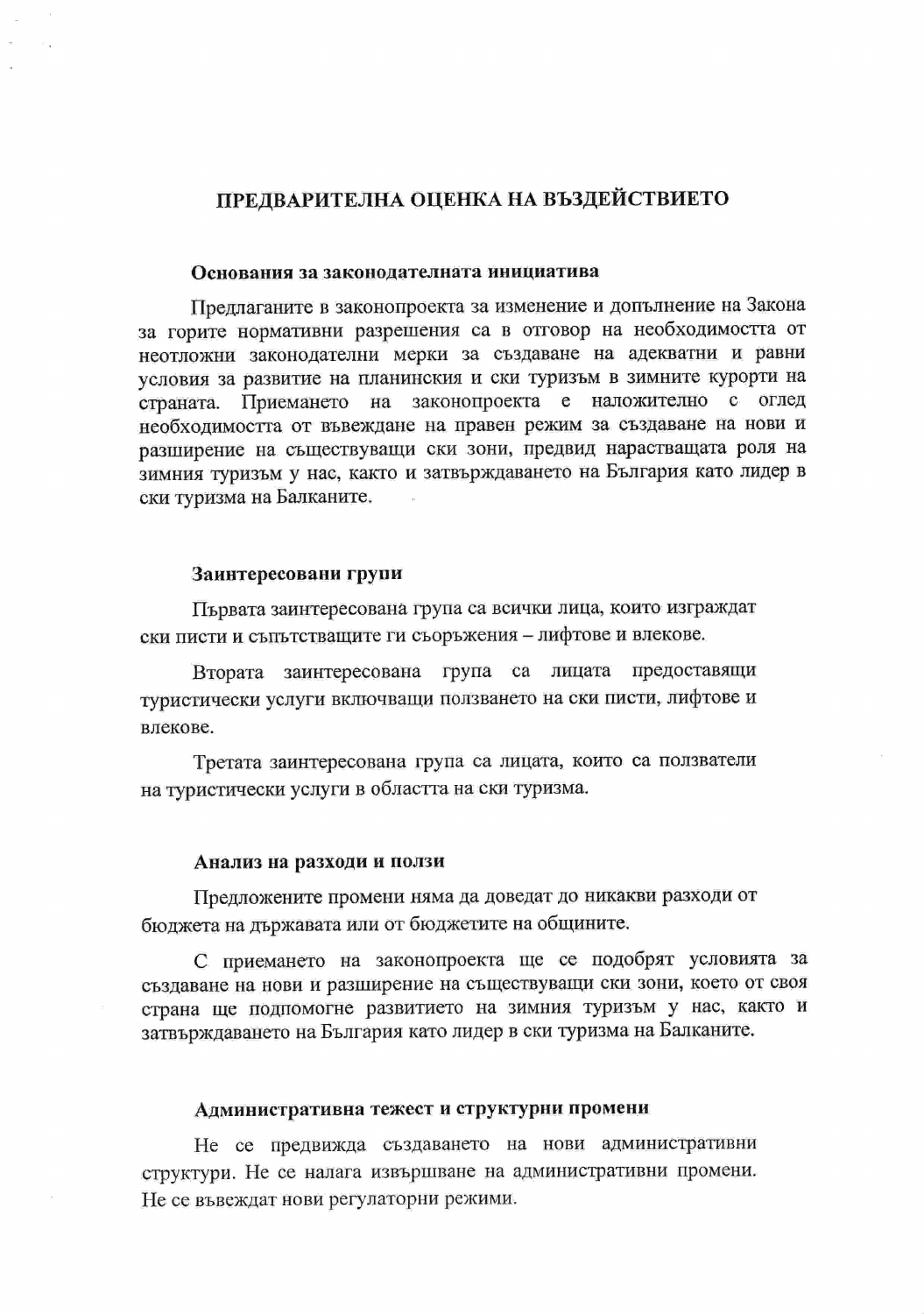# ПРЕДВАРИТЕЛНА ОЦЕНКА НА ВЪЗДЕЙСТВИЕТО

## Основания за законодателната инициатива

Предлаганите в законопроекта за изменение и допълнение на Закона за горите нормативни разрешения са в отговор на необходимостта от неотложни законодателни мерки за създаване на адекватни и равни условия за развитие на планинския и ски туризъм в зимните курорти на страната. Приемането на законопроекта е наложително с оглед необходимостта от въвеждане на правен режим за създаване на нови и разширение на съществуващи ски зони, предвид нарастващата роля на зимния туризъм у нас, както и затвърждаването на България като лидер в ски туризма на Балканите.

## Заинтересовани групи

Първата заинтересована група са всички лица, които изграждат ски писти и съпътстващите ги съоръжения – лифтове и влекове.

Втората заинтересована група са лицата предоставящи туристически услуги включващи ползването на ски писти, лифтове и влекове.

Третата заинтересована група са лицата, които са ползватели на туристически услуги в областта на ски туризма.

## Анализ на разходи и ползи

Предложените промени няма да доведат до никакви разходи от бюджета на държавата или от бюджетите на общините.

С приемането на законопроекта ще се подобрят условията за създаване на нови и разширение на съществуващи ски зони, което от своя страна ще подпомогне развитието на зимния туризъм у нас, както и затвърждаването на България като лидер в ски туризма на Балканите.

## Административна тежест и структурни промени

Не се предвижда създаването на нови административни структури. Не се налага извършване на административни промени. Не се въвеждат нови регулаторни режими.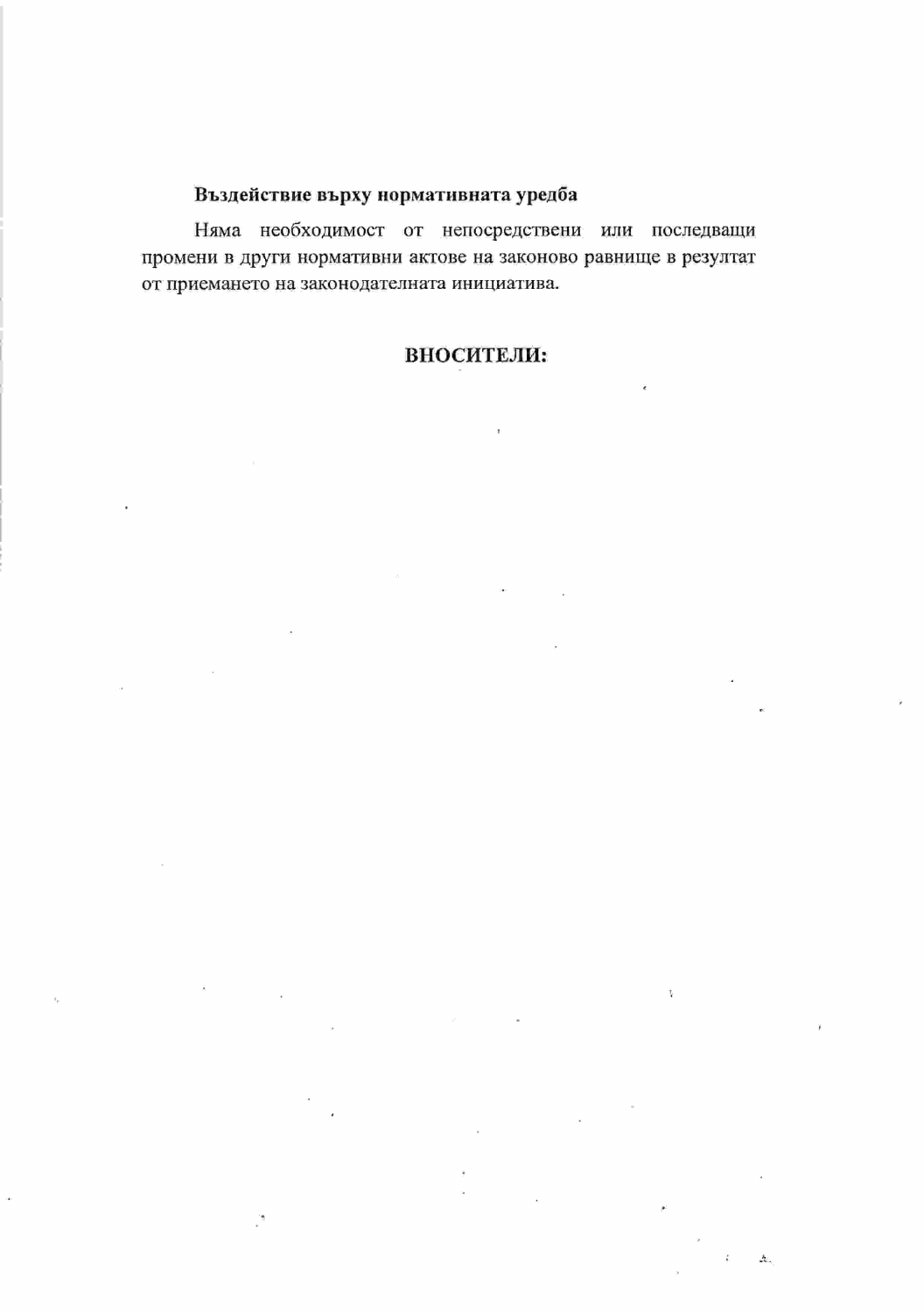**Въздействие върху нормативната уредба**

Няма необходимост от непосредствени или последващи промени в други нормативни актове на законово равнище в резултат от приемането на законодателната инициатива.

**ВНОСИТЕЛИ:**